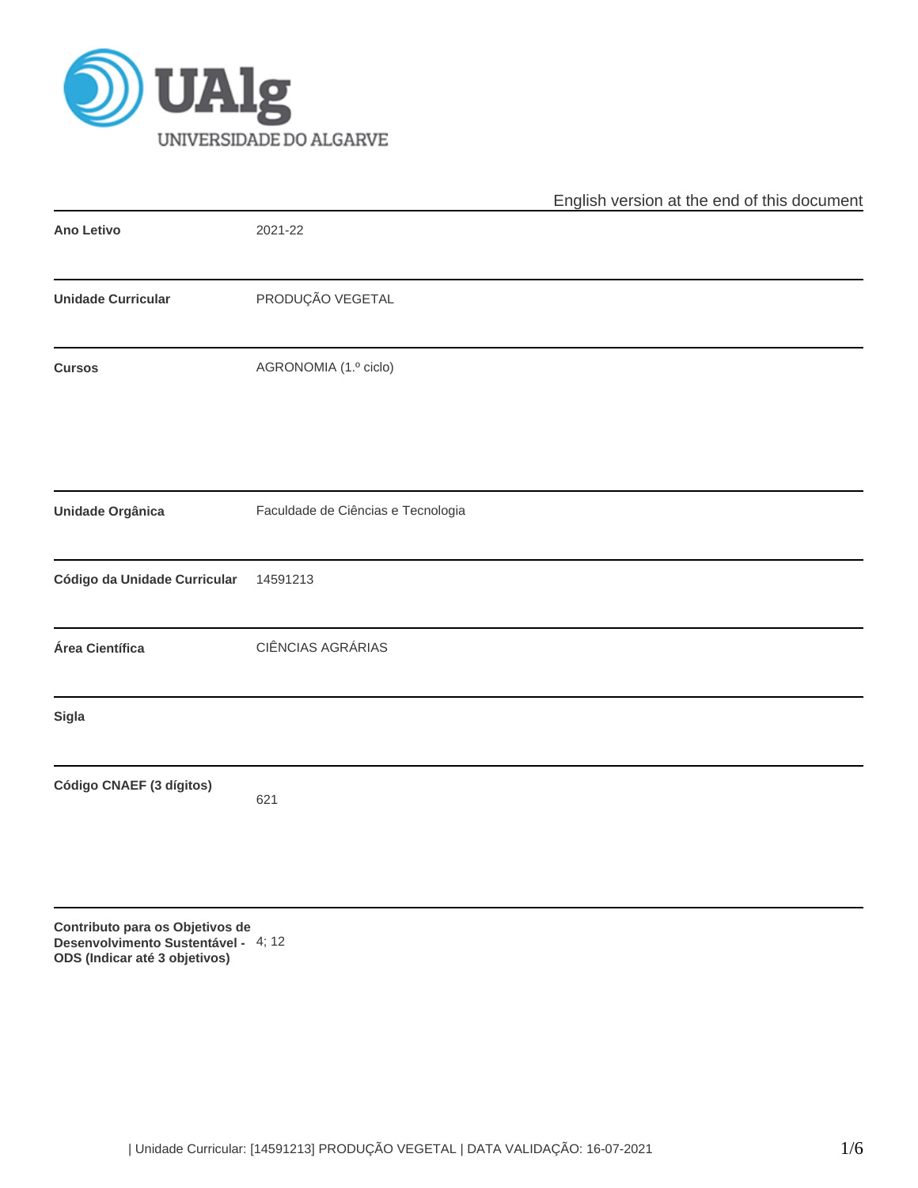English version at the end of this document

| | |
|---|---|
| **Ano Letivo** | 2021-22 |
| **Unidade Curricular** | PRODUÇÃO VEGETAL |
| **Cursos** | AGRONOMIA (1.º ciclo) |
| **Unidade Orgânica** | Faculdade de Ciências e Tecnologia |
| **Código da Unidade Curricular** | 14591213 |
| **Área Científica** | CIÊNCIAS AGRÁRIAS |
| **Sigla** | |
| **Código CNAEF (3 dígitos)** | 621 |
| **Contributo para os Objetivos de Desenvolvimento Sustentável - ODS (Indicar até 3 objetivos)** | 4; 12 |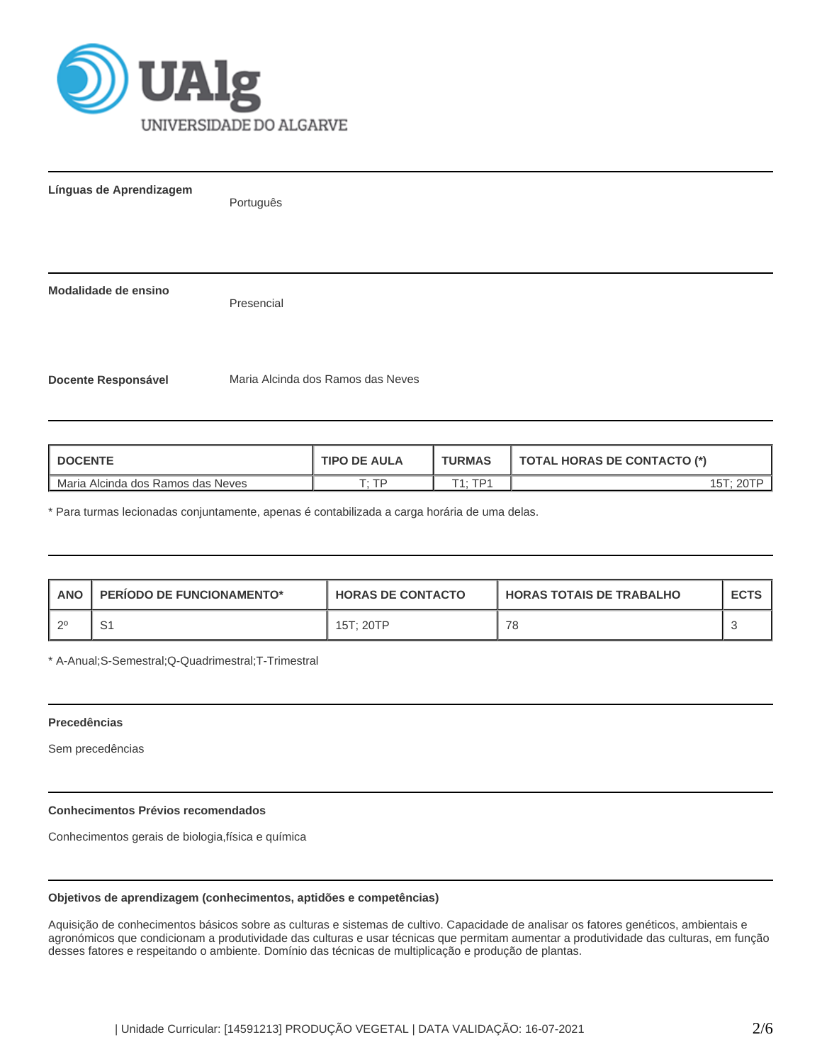**Línguas de Aprendizagem**

Português

**Modalidade de ensino**

Presencial

**Docente Responsável**

Maria Alcinda dos Ramos das Neves

| DOCENTE | TIPO DE AULA | TURMAS | TOTAL HORAS DE CONTACTO (*) |
|---|---|---|---|
| Maria Alcinda dos Ramos das Neves | T; TP | T1; TP1 | 15T; 20TP |

* Para turmas lecionadas conjuntamente, apenas é contabilizada a carga horária de uma delas.

| ANO | PERÍODO DE FUNCIONAMENTO* | HORAS DE CONTACTO | HORAS TOTAIS DE TRABALHO | ECTS |
|---|---|---|---|---|
| 2º | S1 | 15T; 20TP | 78 | 3 |

* A-Anual;S-Semestral;Q-Quadrimestral;T-Trimestral

**Precedências**

Sem precedências

**Conhecimentos Prévios recomendados**

Conhecimentos gerais de biologia,física e química

**Objetivos de aprendizagem (conhecimentos, aptidões e competências)**

Aquisição de conhecimentos básicos sobre as culturas e sistemas de cultivo. Capacidade de analisar os fatores genéticos, ambientais e agronómicos que condicionam a produtividade das culturas e usar técnicas que permitam aumentar a produtividade das culturas, em função desses fatores e respeitando o ambiente. Domínio das técnicas de multiplicação e produção de plantas.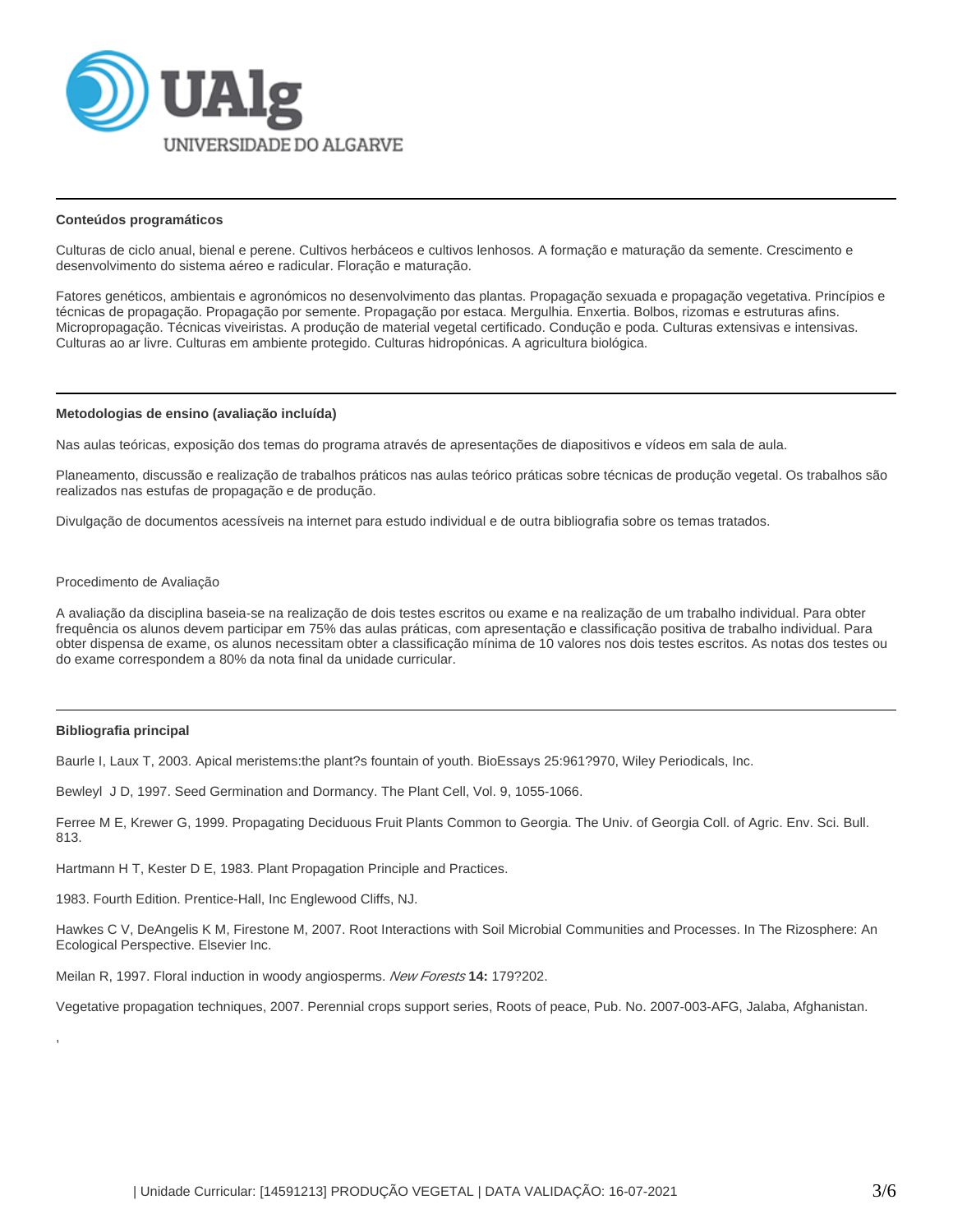**Conteúdos programáticos**

Culturas de ciclo anual, bienal e perene. Cultivos herbáceos e cultivos lenhosos. A formação e maturação da semente. Crescimento e desenvolvimento do sistema aéreo e radicular. Floração e maturação.

Fatores genéticos, ambientais e agronómicos no desenvolvimento das plantas. Propagação sexuada e propagação vegetativa. Princípios e técnicas de propagação. Propagação por semente. Propagação por estaca. Mergulhia. Enxertia. Bolbos, rizomas e estruturas afins. Micropropagação. Técnicas viveiristas. A produção de material vegetal certificado. Condução e poda. Culturas extensivas e intensivas. Culturas ao ar livre. Culturas em ambiente protegido. Culturas hidropónicas. A agricultura biológica.

**Metodologias de ensino (avaliação incluída)**

Nas aulas teóricas, exposição dos temas do programa através de apresentações de diapositivos e vídeos em sala de aula.

Planeamento, discussão e realização de trabalhos práticos nas aulas teórico práticas sobre técnicas de produção vegetal. Os trabalhos são realizados nas estufas de propagação e de produção.

Divulgação de documentos acessíveis na internet para estudo individual e de outra bibliografia sobre os temas tratados.

Procedimento de Avaliação

A avaliação da disciplina baseia-se na realização de dois testes escritos ou exame e na realização de um trabalho individual. Para obter frequência os alunos devem participar em 75% das aulas práticas, com apresentação e classificação positiva de trabalho individual. Para obter dispensa de exame, os alunos necessitam obter a classificação mínima de 10 valores nos dois testes escritos. As notas dos testes ou do exame correspondem a 80% da nota final da unidade curricular.

**Bibliografia principal**

Baurle I, Laux T, 2003. Apical meristems:the plant?s fountain of youth. BioEssays 25:961?970, Wiley Periodicals, Inc.

Bewleyl J D, 1997. Seed Germination and Dormancy. The Plant Cell, Vol. 9, 1055-1066.

Ferree M E, Krewer G, 1999. Propagating Deciduous Fruit Plants Common to Georgia. The Univ. of Georgia Coll. of Agric. Env. Sci. Bull. 813.

Hartmann H T, Kester D E, 1983. Plant Propagation Principle and Practices.

1983. Fourth Edition. Prentice-Hall, Inc Englewood Cliffs, NJ.

Hawkes C V, DeAngelis K M, Firestone M, 2007. Root Interactions with Soil Microbial Communities and Processes. In The Rizosphere: An Ecological Perspective. Elsevier Inc.

Meilan R, 1997. Floral induction in woody angiosperms. *New Forests* **14:** 179?202.

Vegetative propagation techniques, 2007. Perennial crops support series, Roots of peace, Pub. No. 2007-003-AFG, Jalaba, Afghanistan.

'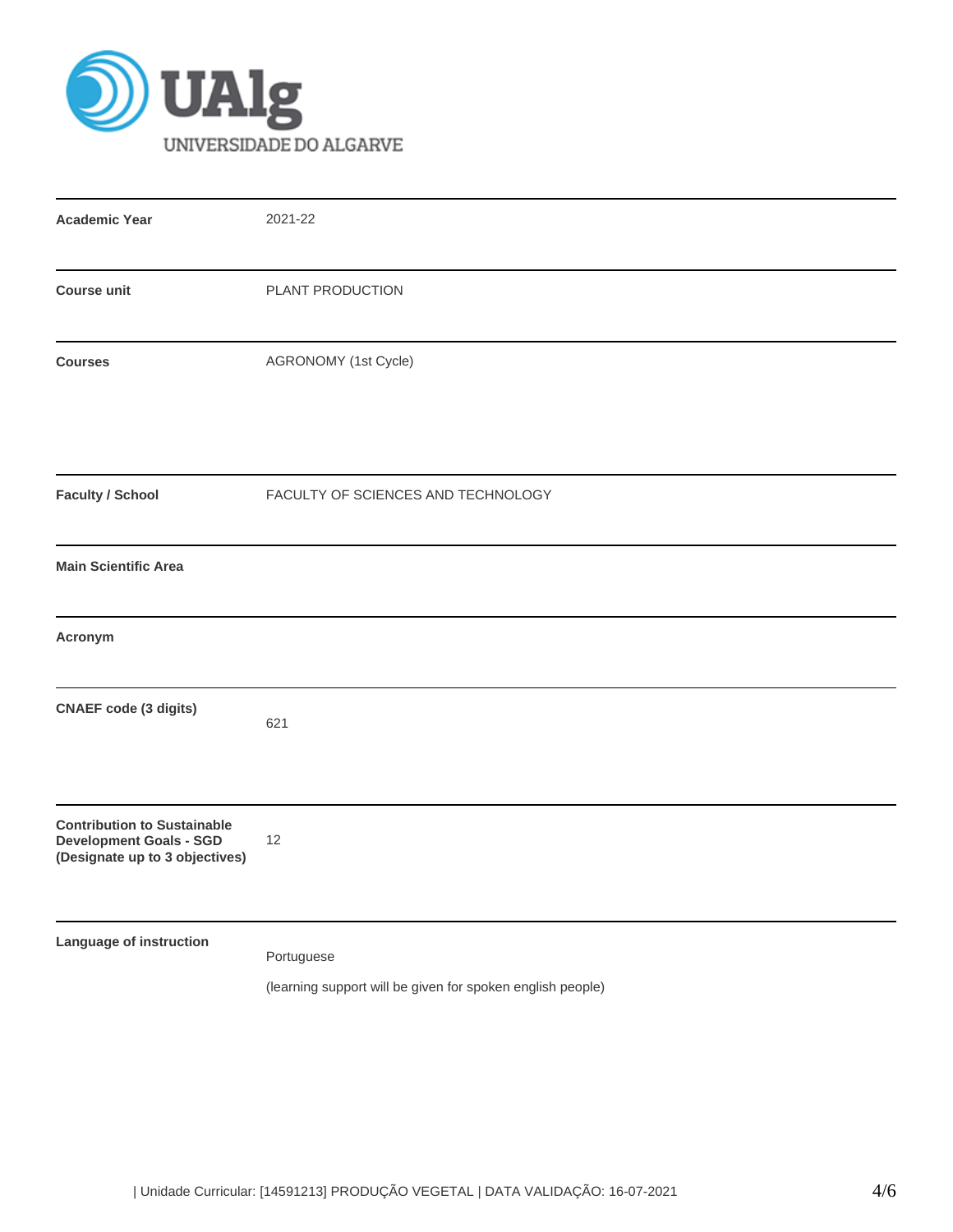| | |
|---|---|
| **Academic Year** | 2021-22 |
| **Course unit** | PLANT PRODUCTION |
| **Courses** | AGRONOMY (1st Cycle) |
| **Faculty / School** | FACULTY OF SCIENCES AND TECHNOLOGY |
| **Main Scientific Area** | |
| **Acronym** | |
| **CNAEF code (3 digits)** | 621 |
| **Contribution to Sustainable Development Goals - SGD (Designate up to 3 objectives)** | 12 |
| **Language of instruction** | Portuguese<br><br>(learning support will be given for spoken english people) |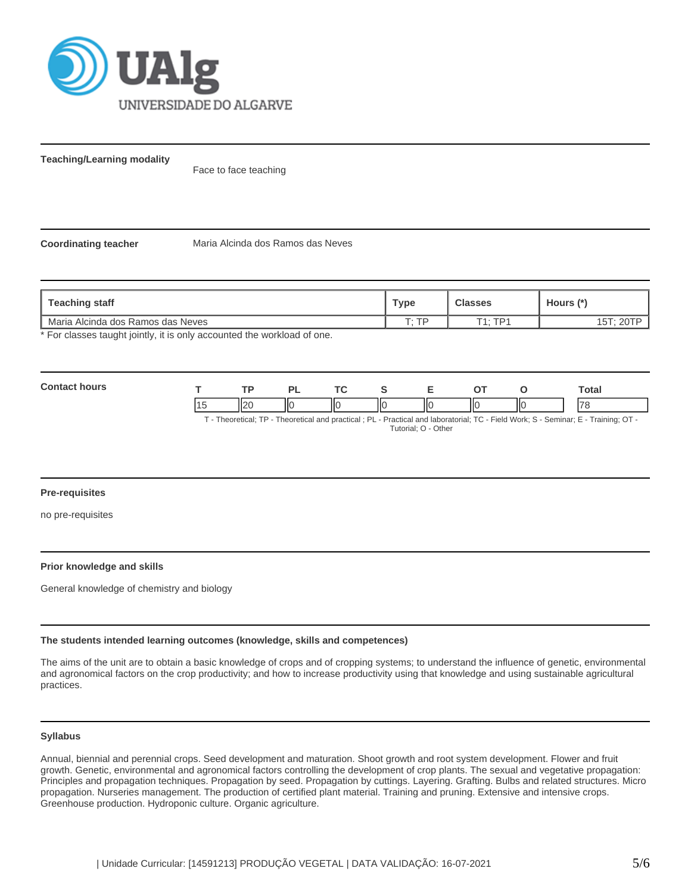**Teaching/Learning modality**

Face to face teaching

**Coordinating teacher**

Maria Alcinda dos Ramos das Neves

| Teaching staff | Type | Classes | Hours (*) |
|---|---|---|---|
| Maria Alcinda dos Ramos das Neves | T; TP | T1; TP1 | 15T; 20TP |

* For classes taught jointly, it is only accounted the workload of one.

**Contact hours**

| T | TP | PL | TC | S | E | OT | O | Total |
|---|---|---|---|---|---|---|---|---|
| 15 | 20 | 0 | 0 | 0 | 0 | 0 | 0 | 78 |

T - Theoretical; TP - Theoretical and practical ; PL - Practical and laboratorial; TC - Field Work; S - Seminar; E - Training; OT - Tutorial; O - Other

**Pre-requisites**

no pre-requisites

**Prior knowledge and skills**

General knowledge of chemistry and biology

**The students intended learning outcomes (knowledge, skills and competences)**

The aims of the unit are to obtain a basic knowledge of crops and of cropping systems; to understand the influence of genetic, environmental and agronomical factors on the crop productivity; and how to increase productivity using that knowledge and using sustainable agricultural practices.

**Syllabus**

Annual, biennial and perennial crops. Seed development and maturation. Shoot growth and root system development. Flower and fruit growth. Genetic, environmental and agronomical factors controlling the development of crop plants. The sexual and vegetative propagation: Principles and propagation techniques. Propagation by seed. Propagation by cuttings. Layering. Grafting. Bulbs and related structures. Micro propagation. Nurseries management. The production of certified plant material. Training and pruning. Extensive and intensive crops. Greenhouse production. Hydroponic culture. Organic agriculture.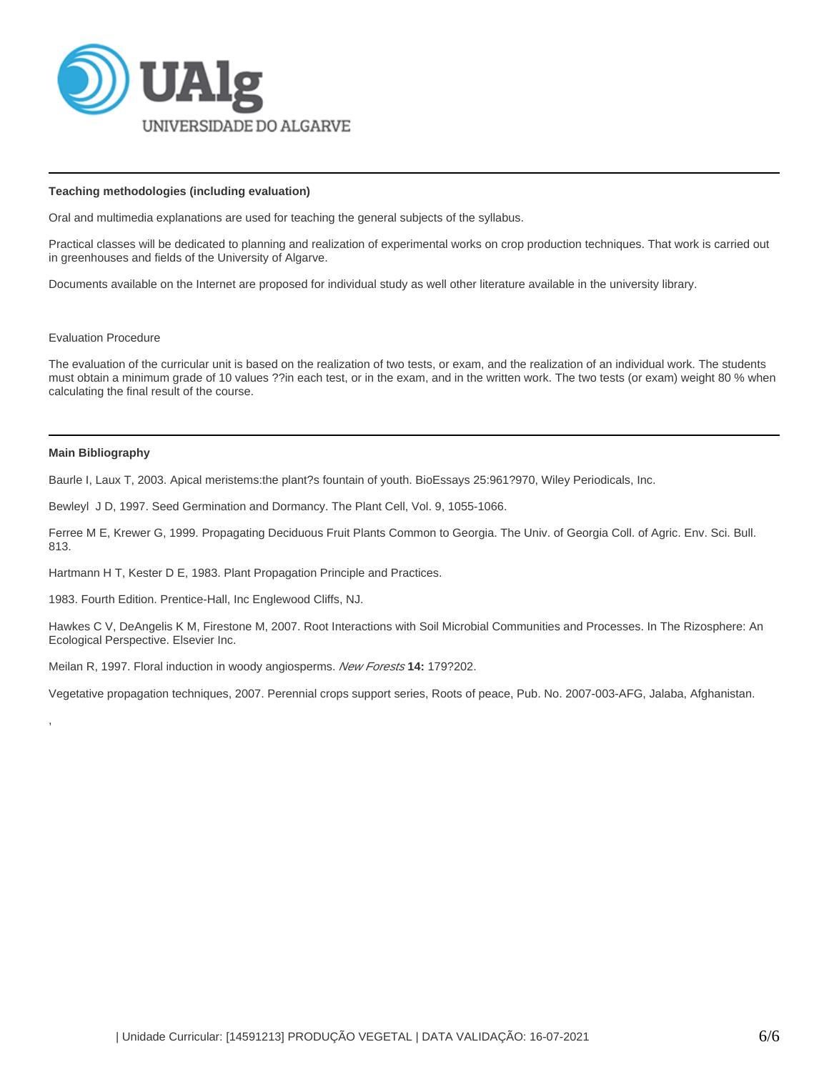**Teaching methodologies (including evaluation)**

Oral and multimedia explanations are used for teaching the general subjects of the syllabus.

Practical classes will be dedicated to planning and realization of experimental works on crop production techniques. That work is carried out in greenhouses and fields of the University of Algarve.

Documents available on the Internet are proposed for individual study as well other literature available in the university library.

Evaluation Procedure

The evaluation of the curricular unit is based on the realization of two tests, or exam, and the realization of an individual work. The students must obtain a minimum grade of 10 values ??in each test, or in the exam, and in the written work. The two tests (or exam) weight 80 % when calculating the final result of the course.

**Main Bibliography**

Baurle I, Laux T, 2003. Apical meristems:the plant?s fountain of youth. BioEssays 25:961?970, Wiley Periodicals, Inc.

Bewleyl J D, 1997. Seed Germination and Dormancy. The Plant Cell, Vol. 9, 1055-1066.

Ferree M E, Krewer G, 1999. Propagating Deciduous Fruit Plants Common to Georgia. The Univ. of Georgia Coll. of Agric. Env. Sci. Bull. 813.

Hartmann H T, Kester D E, 1983. Plant Propagation Principle and Practices.

1983. Fourth Edition. Prentice-Hall, Inc Englewood Cliffs, NJ.

Hawkes C V, DeAngelis K M, Firestone M, 2007. Root Interactions with Soil Microbial Communities and Processes. In The Rizosphere: An Ecological Perspective. Elsevier Inc.

Meilan R, 1997. Floral induction in woody angiosperms. *New Forests* **14:** 179?202.

Vegetative propagation techniques, 2007. Perennial crops support series, Roots of peace, Pub. No. 2007-003-AFG, Jalaba, Afghanistan.

,